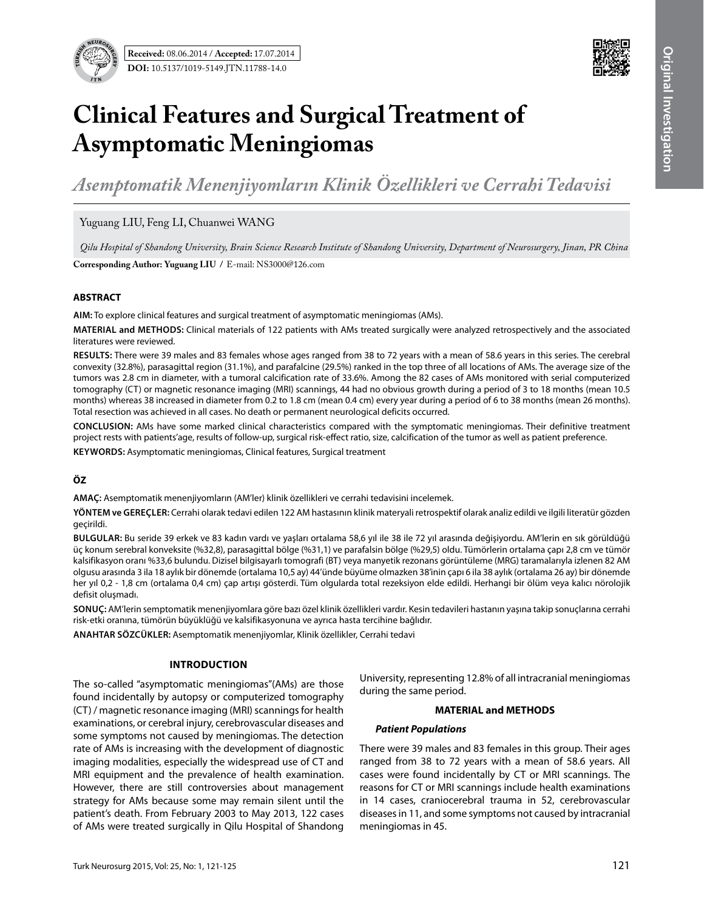**Received:** 08.06.2014 / **Accepted:** 17.07.2014

**DOI:** 10.5137/1019-5149.JTN.11788-14.0

# Clinical Features and Surgical Treatment of Asymptomatic Meningiomas

## *Asemptomatik Menenjiyomların Klinik Özellikleri ve Cerrahi Tedavisi*

Yuguang LIU, Feng LI, Chuanwei WANG

*Qilu Hospital of Shandong University, Brain Science Research Institute of Shandong University, Department of Neurosurgery, Jinan, PR China*

**Corresponding Author: Yuguang LIU /** E-mail: NS3000@126.com

### ABSTRACT

**AIM:** To explore clinical features and surgical treatment of asymptomatic meningiomas (AMs).

**MATERIAL and METHODS:** Clinical materials of 122 patients with AMs treated surgically were analyzed retrospectively and the associated literatures were reviewed.

**RESULTS:** There were 39 males and 83 females whose ages ranged from 38 to 72 years with a mean of 58.6 years in this series. The cerebral convexity (32.8%), parasagittal region (31.1%), and parafalcine (29.5%) ranked in the top three of all locations of AMs. The average size of the tumors was 2.8 cm in diameter, with a tumoral calcification rate of 33.6%. Among the 82 cases of AMs monitored with serial computerized tomography (CT) or magnetic resonance imaging (MRI) scannings, 44 had no obvious growth during a period of 3 to 18 months (mean 10.5 months) whereas 38 increased in diameter from 0.2 to 1.8 cm (mean 0.4 cm) every year during a period of 6 to 38 months (mean 26 months). Total resection was achieved in all cases. No death or permanent neurological deficits occurred.

**CONCLUSION:** AMs have some marked clinical characteristics compared with the symptomatic meningiomas. Their definitive treatment project rests with patients'age, results of follow-up, surgical risk-effect ratio, size, calcification of the tumor as well as patient preference.

**KEYWORDS:** Asymptomatic meningiomas, Clinical features, Surgical treatment

### ÖZ

**AMAÇ:** Asemptomatik menenjiyomların (AM'ler) klinik özellikleri ve cerrahi tedavisini incelemek.

**YÖNTEM ve GEREÇLER:** Cerrahi olarak tedavi edilen 122 AM hastasının klinik materyali retrospektif olarak analiz edildi ve ilgili literatür gözden geçirildi.

**BULGULAR:** Bu seride 39 erkek ve 83 kadın vardı ve yaşları ortalama 58,6 yıl ile 38 ile 72 yıl arasında değişiyordu. AM'lerin en sık görüldüğü üç konum serebral konveksite (%32,8), parasagittal bölge (%31,1) ve parafalsin bölge (%29,5) oldu. Tümörlerin ortalama çapı 2,8 cm ve tümör kalsifikasyon oranı %33,6 bulundu. Dizisel bilgisayarlı tomografi (BT) veya manyetik rezonans görüntüleme (MRG) taramalarıyla izlenen 82 AM olgusu arasında 3 ila 18 aylık bir dönemde (ortalama 10,5 ay) 44'ünde büyüme olmazken 38'inin çapı 6 ila 38 aylık (ortalama 26 ay) bir dönemde her yıl 0,2 - 1,8 cm (ortalama 0,4 cm) çap artışı gösterdi. Tüm olgularda total rezeksiyon elde edildi. Herhangi bir ölüm veya kalıcı nörolojik defisit oluşmadı.

**SONUÇ:** AM'lerin semptomatik menenjiyomlara göre bazı özel klinik özellikleri vardır. Kesin tedavileri hastanın yaşına takip sonuçlarına cerrahi risk-etki oranına, tümörün büyüklüğü ve kalsifikasyonuna ve ayrıca hasta tercihine bağlıdır.

**ANAHTAR SÖZCÜKLER:** Asemptomatik menenjiyomlar, Klinik özellikler, Cerrahi tedavi

## INTRODUCTION

The so-called "asymptomatic meningiomas"(AMs) are those found incidentally by autopsy or computerized tomography (CT) / magnetic resonance imaging (MRI) scannings for health examinations, or cerebral injury, cerebrovascular diseases and some symptoms not caused by meningiomas. The detection rate of AMs is increasing with the development of diagnostic imaging modalities, especially the widespread use of CT and MRI equipment and the prevalence of health examination. However, there are still controversies about management strategy for AMs because some may remain silent until the patient's death. From February 2003 to May 2013, 122 cases of AMs were treated surgically in Qilu Hospital of Shandong University, representing 12.8% of all intracranial meningiomas during the same period.

## MATERIAL and METHODS

### *Patient Populations*

There were 39 males and 83 females in this group. Their ages ranged from 38 to 72 years with a mean of 58.6 years. All cases were found incidentally by CT or MRI scannings. The reasons for CT or MRI scannings include health examinations in 14 cases, craniocerebral trauma in 52, cerebrovascular diseases in 11, and some symptoms not caused by intracranial meningiomas in 45.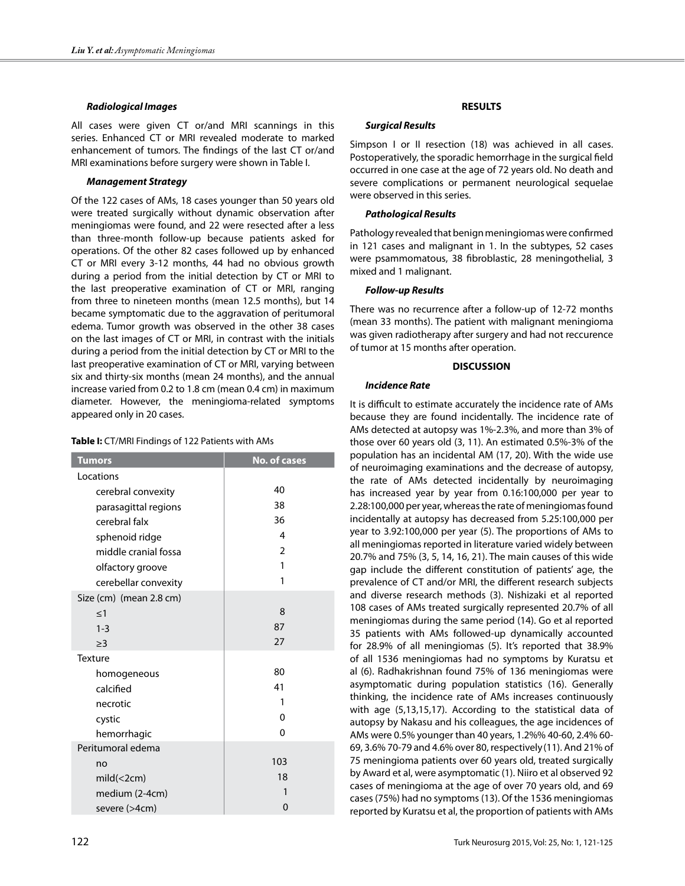### Radiological Images

All cases were given CT or/and MRI scannings in this series. Enhanced CT or MRI revealed moderate to marked enhancement of tumors. The findings of the last CT or/and MRI examinations before surgery were shown in Table I.

### Management Strategy

Of the 122 cases of AMs, 18 cases younger than 50 years old were treated surgically without dynamic observation after meningiomas were found, and 22 were resected after a less than three-month follow-up because patients asked for operations. Of the other 82 cases followed up by enhanced CT or MRI every 3-12 months, 44 had no obvious growth during a period from the initial detection by CT or MRI to the last preoperative examination of CT or MRI, ranging from three to nineteen months (mean 12.5 months), but 14 became symptomatic due to the aggravation of peritumoral edema. Tumor growth was observed in the other 38 cases on the last images of CT or MRI, in contrast with the initials during a period from the initial detection by CT or MRI to the last preoperative examination of CT or MRI, varying between six and thirty-six months (mean 24 months), and the annual increase varied from 0.2 to 1.8 cm (mean 0.4 cm) in maximum diameter. However, the meningioma-related symptoms appeared only in 20 cases.

**Table I:** CT/MRI Findings of 122 Patients with AMs

| Tumors | No. of cases |
|---|---|
| Locations | |
| cerebral convexity | 40 |
| parasagittal regions | 38 |
| cerebral falx | 36 |
| sphenoid ridge | 4 |
| middle cranial fossa | 2 |
| olfactory groove | 1 |
| cerebellar convexity | 1 |
| Size (cm) (mean 2.8 cm) | |
| ≤1 | 8 |
| 1-3 | 87 |
| ≥3 | 27 |
| Texture | |
| homogeneous | 80 |
| calcified | 41 |
| necrotic | 1 |
| cystic | 0 |
| hemorrhagic | 0 |
| Peritumoral edema | |
| no | 103 |
| mild(<2cm) | 18 |
| medium (2-4cm) | 1 |
| severe (>4cm) | 0 |

## RESULTS

### Surgical Results

Simpson I or II resection (18) was achieved in all cases. Postoperatively, the sporadic hemorrhage in the surgical field occurred in one case at the age of 72 years old. No death and severe complications or permanent neurological sequelae were observed in this series.

### Pathological Results

Pathology revealed that benign meningiomas were confirmed in 121 cases and malignant in 1. In the subtypes, 52 cases were psammomatous, 38 fibroblastic, 28 meningothelial, 3 mixed and 1 malignant.

### Follow-up Results

There was no recurrence after a follow-up of 12-72 months (mean 33 months). The patient with malignant meningioma was given radiotherapy after surgery and had not reccurence of tumor at 15 months after operation.

## DISCUSSION

### Incidence Rate

It is difficult to estimate accurately the incidence rate of AMs because they are found incidentally. The incidence rate of AMs detected at autopsy was 1%-2.3%, and more than 3% of those over 60 years old (3, 11). An estimated 0.5%-3% of the population has an incidental AM (17, 20). With the wide use of neuroimaging examinations and the decrease of autopsy, the rate of AMs detected incidentally by neuroimaging has increased year by year from 0.16:100,000 per year to 2.28:100,000 per year, whereas the rate of meningiomas found incidentally at autopsy has decreased from 5.25:100,000 per year to 3.92:100,000 per year (5). The proportions of AMs to all meningiomas reported in literature varied widely between 20.7% and 75% (3, 5, 14, 16, 21). The main causes of this wide gap include the different constitution of patients' age, the prevalence of CT and/or MRI, the different research subjects and diverse research methods (3). Nishizaki et al reported 108 cases of AMs treated surgically represented 20.7% of all meningiomas during the same period (14). Go et al reported 35 patients with AMs followed-up dynamically accounted for 28.9% of all meningiomas (5). It's reported that 38.9% of all 1536 meningiomas had no symptoms by Kuratsu et al (6). Radhakrishnan found 75% of 136 meningiomas were asymptomatic during population statistics (16). Generally thinking, the incidence rate of AMs increases continuously with age (5,13,15,17). According to the statistical data of autopsy by Nakasu and his colleagues, the age incidences of AMs were 0.5% younger than 40 years, 1.2%% 40-60, 2.4% 60-69, 3.6% 70-79 and 4.6% over 80, respectively (11). And 21% of 75 meningioma patients over 60 years old, treated surgically by Award et al, were asymptomatic (1). Niiro et al observed 92 cases of meningioma at the age of over 70 years old, and 69 cases (75%) had no symptoms (13). Of the 1536 meningiomas reported by Kuratsu et al, the proportion of patients with AMs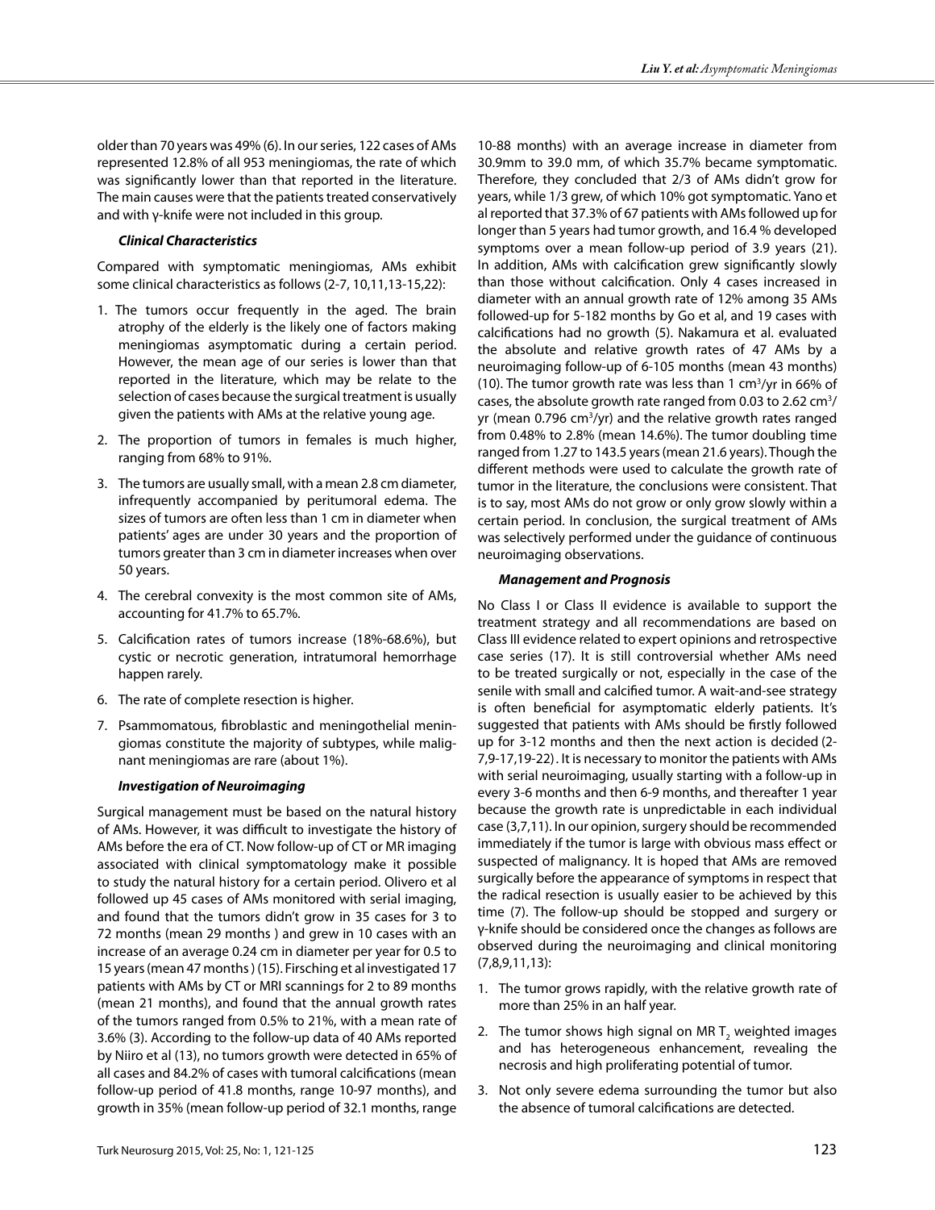older than 70 years was 49% (6). In our series, 122 cases of AMs represented 12.8% of all 953 meningiomas, the rate of which was significantly lower than that reported in the literature. The main causes were that the patients treated conservatively and with γ-knife were not included in this group.

### *Clinical Characteristics*

Compared with symptomatic meningiomas, AMs exhibit some clinical characteristics as follows (2-7, 10,11,13-15,22):

1. The tumors occur frequently in the aged. The brain atrophy of the elderly is the likely one of factors making meningiomas asymptomatic during a certain period. However, the mean age of our series is lower than that reported in the literature, which may be relate to the selection of cases because the surgical treatment is usually given the patients with AMs at the relative young age.
2. The proportion of tumors in females is much higher, ranging from 68% to 91%.
3. The tumors are usually small, with a mean 2.8 cm diameter, infrequently accompanied by peritumoral edema. The sizes of tumors are often less than 1 cm in diameter when patients' ages are under 30 years and the proportion of tumors greater than 3 cm in diameter increases when over 50 years.
4. The cerebral convexity is the most common site of AMs, accounting for 41.7% to 65.7%.
5. Calcification rates of tumors increase (18%-68.6%), but cystic or necrotic generation, intratumoral hemorrhage happen rarely.
6. The rate of complete resection is higher.
7. Psammomatous, fibroblastic and meningothelial meningiomas constitute the majority of subtypes, while malignant meningiomas are rare (about 1%).

### *Investigation of Neuroimaging*

Surgical management must be based on the natural history of AMs. However, it was difficult to investigate the history of AMs before the era of CT. Now follow-up of CT or MR imaging associated with clinical symptomatology make it possible to study the natural history for a certain period. Olivero et al followed up 45 cases of AMs monitored with serial imaging, and found that the tumors didn't grow in 35 cases for 3 to 72 months (mean 29 months ) and grew in 10 cases with an increase of an average 0.24 cm in diameter per year for 0.5 to 15 years (mean 47 months ) (15). Firsching et al investigated 17 patients with AMs by CT or MRI scannings for 2 to 89 months (mean 21 months), and found that the annual growth rates of the tumors ranged from 0.5% to 21%, with a mean rate of 3.6% (3). According to the follow-up data of 40 AMs reported by Niiro et al (13), no tumors growth were detected in 65% of all cases and 84.2% of cases with tumoral calcifications (mean follow-up period of 41.8 months, range 10-97 months), and growth in 35% (mean follow-up period of 32.1 months, range 10-88 months) with an average increase in diameter from 30.9mm to 39.0 mm, of which 35.7% became symptomatic. Therefore, they concluded that 2/3 of AMs didn't grow for years, while 1/3 grew, of which 10% got symptomatic. Yano et al reported that 37.3% of 67 patients with AMs followed up for longer than 5 years had tumor growth, and 16.4 % developed symptoms over a mean follow-up period of 3.9 years (21). In addition, AMs with calcification grew significantly slowly than those without calcification. Only 4 cases increased in diameter with an annual growth rate of 12% among 35 AMs followed-up for 5-182 months by Go et al, and 19 cases with calcifications had no growth (5). Nakamura et al. evaluated the absolute and relative growth rates of 47 AMs by a neuroimaging follow-up of 6-105 months (mean 43 months) (10). The tumor growth rate was less than 1 $cm^3$/yr in 66% of cases, the absolute growth rate ranged from 0.03 to 2.62 $cm^3$/yr (mean 0.796 $cm^3$/yr) and the relative growth rates ranged from 0.48% to 2.8% (mean 14.6%). The tumor doubling time ranged from 1.27 to 143.5 years (mean 21.6 years). Though the different methods were used to calculate the growth rate of tumor in the literature, the conclusions were consistent. That is to say, most AMs do not grow or only grow slowly within a certain period. In conclusion, the surgical treatment of AMs was selectively performed under the guidance of continuous neuroimaging observations.

### *Management and Prognosis*

No Class I or Class II evidence is available to support the treatment strategy and all recommendations are based on Class III evidence related to expert opinions and retrospective case series (17). It is still controversial whether AMs need to be treated surgically or not, especially in the case of the senile with small and calcified tumor. A wait-and-see strategy is often beneficial for asymptomatic elderly patients. It's suggested that patients with AMs should be firstly followed up for 3-12 months and then the next action is decided (2-7,9-17,19-22). It is necessary to monitor the patients with AMs with serial neuroimaging, usually starting with a follow-up in every 3-6 months and then 6-9 months, and thereafter 1 year because the growth rate is unpredictable in each individual case (3,7,11). In our opinion, surgery should be recommended immediately if the tumor is large with obvious mass effect or suspected of malignancy. It is hoped that AMs are removed surgically before the appearance of symptoms in respect that the radical resection is usually easier to be achieved by this time (7). The follow-up should be stopped and surgery or γ-knife should be considered once the changes as follows are observed during the neuroimaging and clinical monitoring (7,8,9,11,13):

1. The tumor grows rapidly, with the relative growth rate of more than 25% in an half year.
2. The tumor shows high signal on MR $T_2$ weighted images and has heterogeneous enhancement, revealing the necrosis and high proliferating potential of tumor.
3. Not only severe edema surrounding the tumor but also the absence of tumoral calcifications are detected.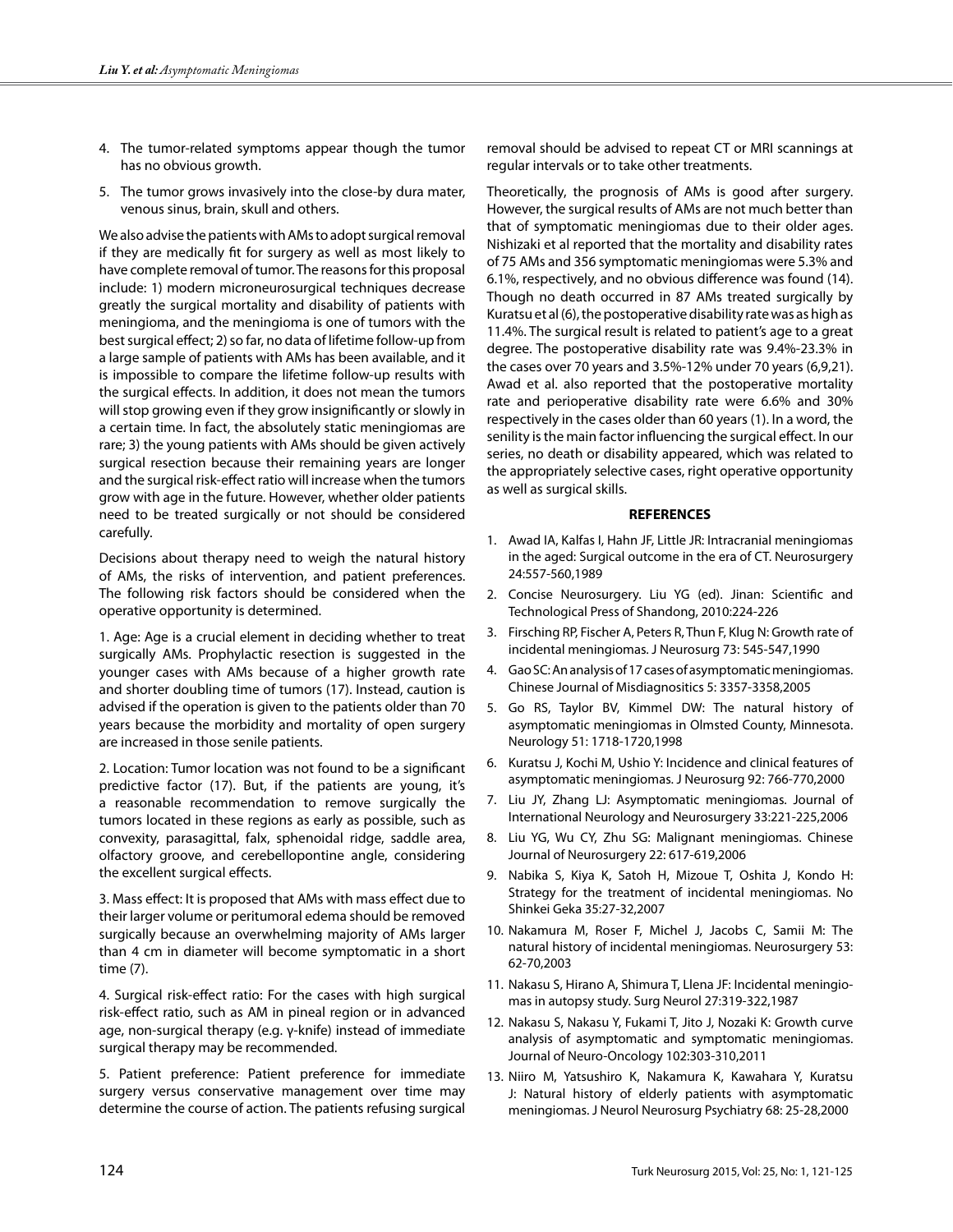4. The tumor-related symptoms appear though the tumor has no obvious growth.
5. The tumor grows invasively into the close-by dura mater, venous sinus, brain, skull and others.

We also advise the patients with AMs to adopt surgical removal if they are medically fit for surgery as well as most likely to have complete removal of tumor. The reasons for this proposal include: 1) modern microneurosurgical techniques decrease greatly the surgical mortality and disability of patients with meningioma, and the meningioma is one of tumors with the best surgical effect; 2) so far, no data of lifetime follow-up from a large sample of patients with AMs has been available, and it is impossible to compare the lifetime follow-up results with the surgical effects. In addition, it does not mean the tumors will stop growing even if they grow insignificantly or slowly in a certain time. In fact, the absolutely static meningiomas are rare; 3) the young patients with AMs should be given actively surgical resection because their remaining years are longer and the surgical risk-effect ratio will increase when the tumors grow with age in the future. However, whether older patients need to be treated surgically or not should be considered carefully.

Decisions about therapy need to weigh the natural history of AMs, the risks of intervention, and patient preferences. The following risk factors should be considered when the operative opportunity is determined.

1. Age: Age is a crucial element in deciding whether to treat surgically AMs. Prophylactic resection is suggested in the younger cases with AMs because of a higher growth rate and shorter doubling time of tumors (17). Instead, caution is advised if the operation is given to the patients older than 70 years because the morbidity and mortality of open surgery are increased in those senile patients.

2. Location: Tumor location was not found to be a significant predictive factor (17). But, if the patients are young, it's a reasonable recommendation to remove surgically the tumors located in these regions as early as possible, such as convexity, parasagittal, falx, sphenoidal ridge, saddle area, olfactory groove, and cerebellopontine angle, considering the excellent surgical effects.

3. Mass effect: It is proposed that AMs with mass effect due to their larger volume or peritumoral edema should be removed surgically because an overwhelming majority of AMs larger than 4 cm in diameter will become symptomatic in a short time (7).

4. Surgical risk-effect ratio: For the cases with high surgical risk-effect ratio, such as AM in pineal region or in advanced age, non-surgical therapy (e.g. γ-knife) instead of immediate surgical therapy may be recommended.

5. Patient preference: Patient preference for immediate surgery versus conservative management over time may determine the course of action. The patients refusing surgical removal should be advised to repeat CT or MRI scannings at regular intervals or to take other treatments.

Theoretically, the prognosis of AMs is good after surgery. However, the surgical results of AMs are not much better than that of symptomatic meningiomas due to their older ages. Nishizaki et al reported that the mortality and disability rates of 75 AMs and 356 symptomatic meningiomas were 5.3% and 6.1%, respectively, and no obvious difference was found (14). Though no death occurred in 87 AMs treated surgically by Kuratsu et al (6), the postoperative disability rate was as high as 11.4%. The surgical result is related to patient's age to a great degree. The postoperative disability rate was 9.4%-23.3% in the cases over 70 years and 3.5%-12% under 70 years (6,9,21). Awad et al. also reported that the postoperative mortality rate and perioperative disability rate were 6.6% and 30% respectively in the cases older than 60 years (1). In a word, the senility is the main factor influencing the surgical effect. In our series, no death or disability appeared, which was related to the appropriately selective cases, right operative opportunity as well as surgical skills.

## REFERENCES

1. Awad IA, Kalfas I, Hahn JF, Little JR: Intracranial meningiomas in the aged: Surgical outcome in the era of CT. Neurosurgery 24:557-560,1989
2. Concise Neurosurgery. Liu YG (ed). Jinan: Scientific and Technological Press of Shandong, 2010:224-226
3. Firsching RP, Fischer A, Peters R, Thun F, Klug N: Growth rate of incidental meningiomas. J Neurosurg 73: 545-547,1990
4. Gao SC: An analysis of 17 cases of asymptomatic meningiomas. Chinese Journal of Misdiagnositics 5: 3357-3358,2005
5. Go RS, Taylor BV, Kimmel DW: The natural history of asymptomatic meningiomas in Olmsted County, Minnesota. Neurology 51: 1718-1720,1998
6. Kuratsu J, Kochi M, Ushio Y: Incidence and clinical features of asymptomatic meningiomas. J Neurosurg 92: 766-770,2000
7. Liu JY, Zhang LJ: Asymptomatic meningiomas. Journal of International Neurology and Neurosurgery 33:221-225,2006
8. Liu YG, Wu CY, Zhu SG: Malignant meningiomas. Chinese Journal of Neurosurgery 22: 617-619,2006
9. Nabika S, Kiya K, Satoh H, Mizoue T, Oshita J, Kondo H: Strategy for the treatment of incidental meningiomas. No Shinkei Geka 35:27-32,2007
10. Nakamura M, Roser F, Michel J, Jacobs C, Samii M: The natural history of incidental meningiomas. Neurosurgery 53: 62-70,2003
11. Nakasu S, Hirano A, Shimura T, Llena JF: Incidental meningiomas in autopsy study. Surg Neurol 27:319-322,1987
12. Nakasu S, Nakasu Y, Fukami T, Jito J, Nozaki K: Growth curve analysis of asymptomatic and symptomatic meningiomas. Journal of Neuro-Oncology 102:303-310,2011
13. Niiro M, Yatsushiro K, Nakamura K, Kawahara Y, Kuratsu J: Natural history of elderly patients with asymptomatic meningiomas. J Neurol Neurosurg Psychiatry 68: 25-28,2000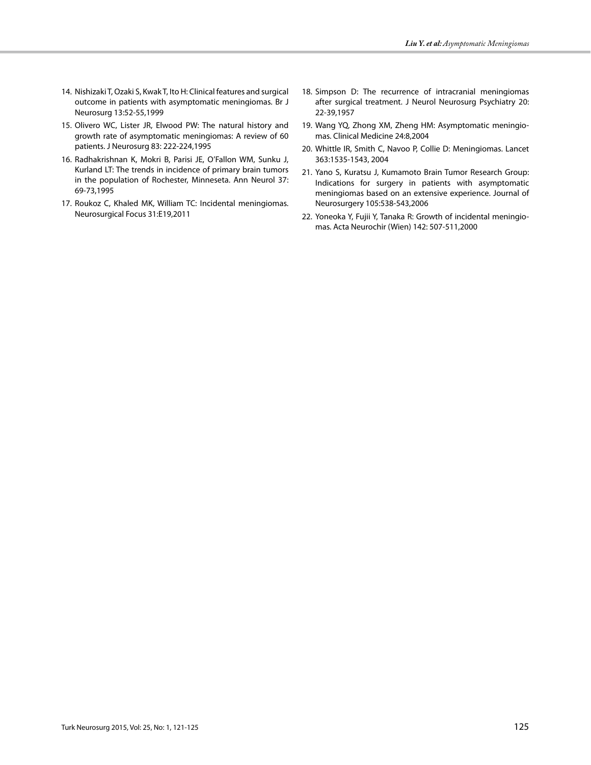14. Nishizaki T, Ozaki S, Kwak T, Ito H: Clinical features and surgical outcome in patients with asymptomatic meningiomas. Br J Neurosurg 13:52-55,1999
15. Olivero WC, Lister JR, Elwood PW: The natural history and growth rate of asymptomatic meningiomas: A review of 60 patients. J Neurosurg 83: 222-224,1995
16. Radhakrishnan K, Mokri B, Parisi JE, O'Fallon WM, Sunku J, Kurland LT: The trends in incidence of primary brain tumors in the population of Rochester, Minneseta. Ann Neurol 37: 69-73,1995
17. Roukoz C, Khaled MK, William TC: Incidental meningiomas. Neurosurgical Focus 31:E19,2011
18. Simpson D: The recurrence of intracranial meningiomas after surgical treatment. J Neurol Neurosurg Psychiatry 20: 22-39,1957
19. Wang YQ, Zhong XM, Zheng HM: Asymptomatic meningiomas. Clinical Medicine 24:8,2004
20. Whittle IR, Smith C, Navoo P, Collie D: Meningiomas. Lancet 363:1535-1543, 2004
21. Yano S, Kuratsu J, Kumamoto Brain Tumor Research Group: Indications for surgery in patients with asymptomatic meningiomas based on an extensive experience. Journal of Neurosurgery 105:538-543,2006
22. Yoneoka Y, Fujii Y, Tanaka R: Growth of incidental meningiomas. Acta Neurochir (Wien) 142: 507-511,2000